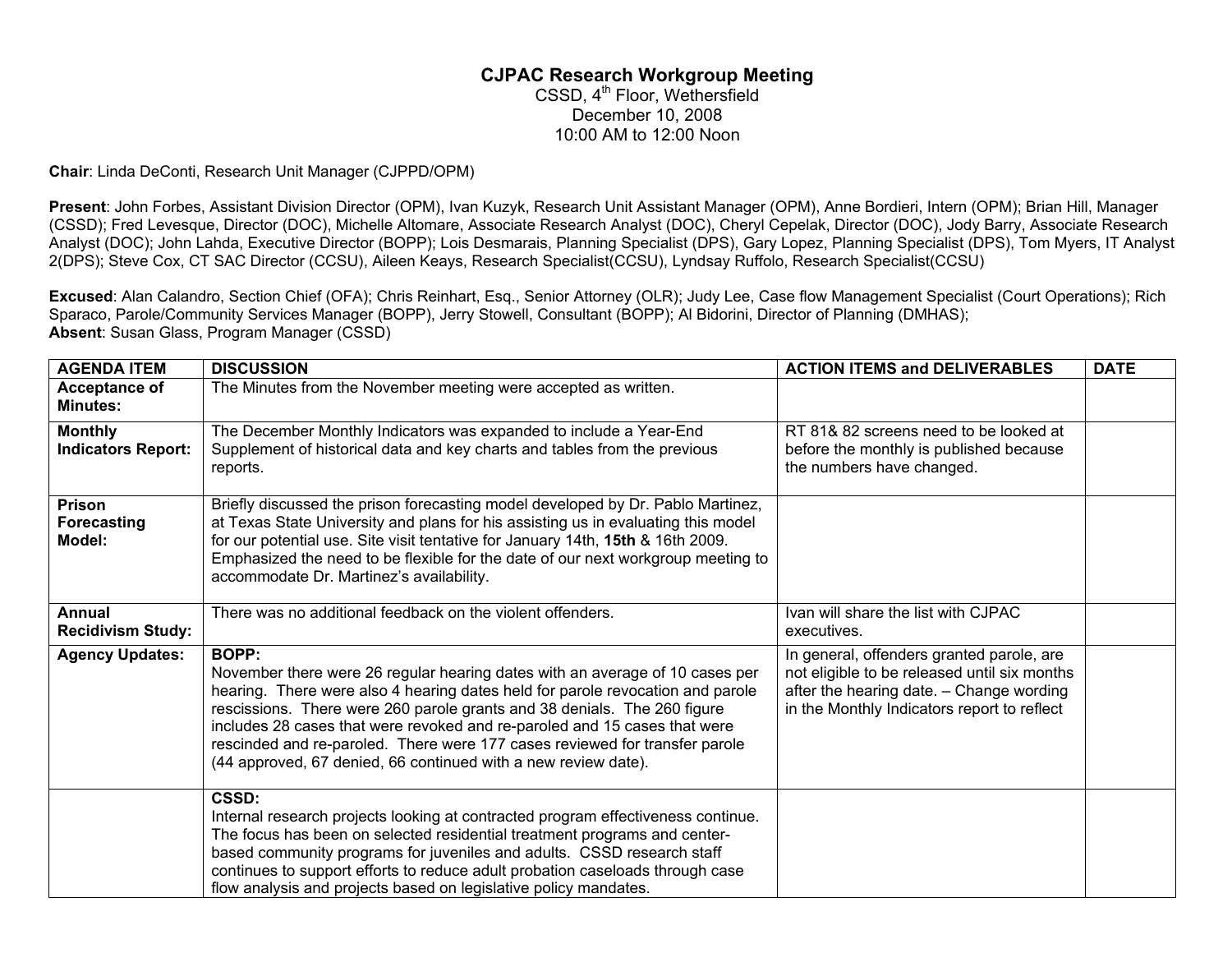# CJPAC Research Workgroup Meeting

CSSD, 4th Floor, Wethersfield
December 10, 2008
10:00 AM to 12:00 Noon

**Chair**: Linda DeConti, Research Unit Manager (CJPPD/OPM)

**Present**: John Forbes, Assistant Division Director (OPM), Ivan Kuzyk, Research Unit Assistant Manager (OPM), Anne Bordieri, Intern (OPM); Brian Hill, Manager (CSSD); Fred Levesque, Director (DOC), Michelle Altomare, Associate Research Analyst (DOC), Cheryl Cepelak, Director (DOC), Jody Barry, Associate Research Analyst (DOC); John Lahda, Executive Director (BOPP); Lois Desmarais, Planning Specialist (DPS), Gary Lopez, Planning Specialist (DPS), Tom Myers, IT Analyst 2(DPS); Steve Cox, CT SAC Director (CCSU), Aileen Keays, Research Specialist(CCSU), Lyndsay Ruffolo, Research Specialist(CCSU)

**Excused**: Alan Calandro, Section Chief (OFA); Chris Reinhart, Esq., Senior Attorney (OLR); Judy Lee, Case flow Management Specialist (Court Operations); Rich Sparaco, Parole/Community Services Manager (BOPP), Jerry Stowell, Consultant (BOPP); Al Bidorini, Director of Planning (DMHAS);
**Absent**: Susan Glass, Program Manager (CSSD)

| AGENDA ITEM | DISCUSSION | ACTION ITEMS and DELIVERABLES | DATE |
|---|---|---|---|
| **Acceptance of Minutes:** | The Minutes from the November meeting were accepted as written. | | |
| **Monthly Indicators Report:** | The December Monthly Indicators was expanded to include a Year-End Supplement of historical data and key charts and tables from the previous reports. | RT 81& 82 screens need to be looked at before the monthly is published because the numbers have changed. | |
| **Prison Forecasting Model:** | Briefly discussed the prison forecasting model developed by Dr. Pablo Martinez, at Texas State University and plans for his assisting us in evaluating this model for our potential use. Site visit tentative for January 14th, **15th** & 16th 2009. Emphasized the need to be flexible for the date of our next workgroup meeting to accommodate Dr. Martinez's availability. | | |
| **Annual Recidivism Study:** | There was no additional feedback on the violent offenders. | Ivan will share the list with CJPAC executives. | |
| **Agency Updates:** | **BOPP:** November there were 26 regular hearing dates with an average of 10 cases per hearing. There were also 4 hearing dates held for parole revocation and parole rescissions. There were 260 parole grants and 38 denials. The 260 figure includes 28 cases that were revoked and re-paroled and 15 cases that were rescinded and re-paroled. There were 177 cases reviewed for transfer parole (44 approved, 67 denied, 66 continued with a new review date). | In general, offenders granted parole, are not eligible to be released until six months after the hearing date. – Change wording in the Monthly Indicators report to reflect | |
| | **CSSD:** Internal research projects looking at contracted program effectiveness continue. The focus has been on selected residential treatment programs and center-based community programs for juveniles and adults. CSSD research staff continues to support efforts to reduce adult probation caseloads through case flow analysis and projects based on legislative policy mandates. | | |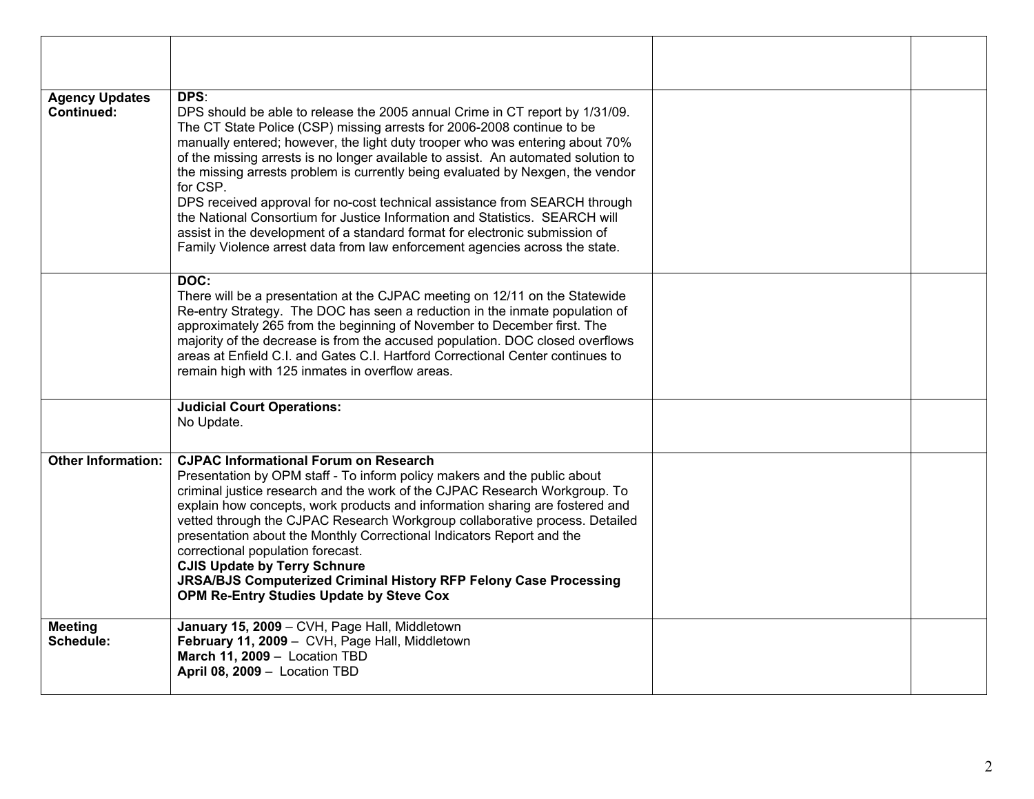| | | | |
|---|---|---|---|
| | | | |
| **Agency Updates Continued:** | **DPS**:<br>DPS should be able to release the 2005 annual Crime in CT report by 1/31/09. The CT State Police (CSP) missing arrests for 2006-2008 continue to be manually entered; however, the light duty trooper who was entering about 70% of the missing arrests is no longer available to assist. An automated solution to the missing arrests problem is currently being evaluated by Nexgen, the vendor for CSP.<br>DPS received approval for no-cost technical assistance from SEARCH through the National Consortium for Justice Information and Statistics. SEARCH will assist in the development of a standard format for electronic submission of Family Violence arrest data from law enforcement agencies across the state. | | |
| | **DOC:**<br>There will be a presentation at the CJPAC meeting on 12/11 on the Statewide Re-entry Strategy. The DOC has seen a reduction in the inmate population of approximately 265 from the beginning of November to December first. The majority of the decrease is from the accused population. DOC closed overflows areas at Enfield C.I. and Gates C.I. Hartford Correctional Center continues to remain high with 125 inmates in overflow areas. | | |
| | **Judicial Court Operations:**<br>No Update. | | |
| **Other Information:** | **CJPAC Informational Forum on Research**<br>Presentation by OPM staff - To inform policy makers and the public about criminal justice research and the work of the CJPAC Research Workgroup. To explain how concepts, work products and information sharing are fostered and vetted through the CJPAC Research Workgroup collaborative process. Detailed presentation about the Monthly Correctional Indicators Report and the correctional population forecast.<br>**CJIS Update by Terry Schnure**<br>**JRSA/BJS Computerized Criminal History RFP Felony Case Processing**<br>**OPM Re-Entry Studies Update by Steve Cox** | | |
| **Meeting Schedule:** | **January 15, 2009** – CVH, Page Hall, Middletown<br>**February 11, 2009** – CVH, Page Hall, Middletown<br>**March 11, 2009** – Location TBD<br>**April 08, 2009** – Location TBD | | |